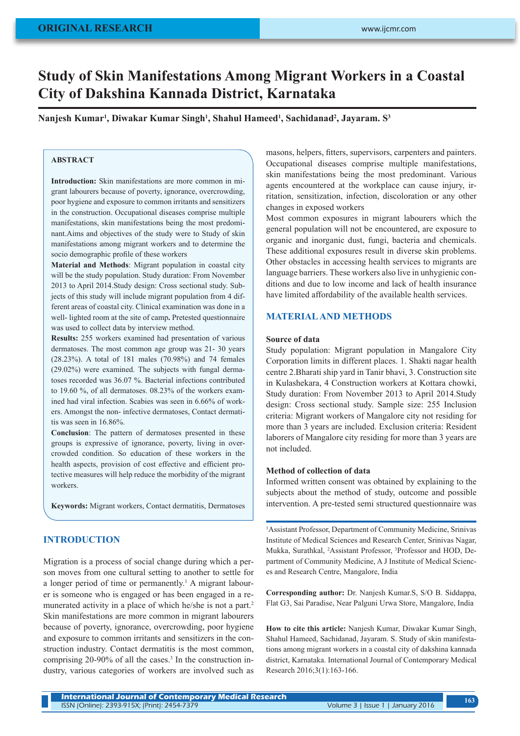ORIGINAL RESEARCH

# Study of Skin Manifestations Among Migrant Workers in a Coastal City of Dakshina Kannada District, Karnataka

**Nanjesh Kumar[1], Diwakar Kumar Singh[1], Shahul Hameed[1], Sachidanad[2], Jayaram. S[3]**

## ABSTRACT

**Introduction:** Skin manifestations are more common in migrant labourers because of poverty, ignorance, overcrowding, poor hygiene and exposure to common irritants and sensitizers in the construction. Occupational diseases comprise multiple manifestations, skin manifestations being the most predominant.Aims and objectives of the study were to Study of skin manifestations among migrant workers and to determine the socio demographic profile of these workers

**Material and Methods**: Migrant population in coastal city will be the study population. Study duration: From November 2013 to April 2014.Study design: Cross sectional study. Subjects of this study will include migrant population from 4 different areas of coastal city. Clinical examination was done in a well- lighted room at the site of camp**.** Pretested questionnaire was used to collect data by interview method.

**Results:** 255 workers examined had presentation of various dermatoses. The most common age group was 21- 30 years (28.23%). A total of 181 males (70.98%) and 74 females (29.02%) were examined. The subjects with fungal dermatoses recorded was 36.07 %. Bacterial infections contributed to 19.60 %, of all dermatoses. 08.23% of the workers examined had viral infection. Scabies was seen in 6.66% of workers. Amongst the non- infective dermatoses, Contact dermatitis was seen in 16.86%.

**Conclusion**: The pattern of dermatoses presented in these groups is expressive of ignorance, poverty, living in overcrowded condition. So education of these workers in the health aspects, provision of cost effective and efficient protective measures will help reduce the morbidity of the migrant workers.

**Keywords:** Migrant workers, Contact dermatitis, Dermatoses

## INTRODUCTION

Migration is a process of social change during which a person moves from one cultural setting to another to settle for a longer period of time or permanently.[1] A migrant labourer is someone who is engaged or has been engaged in a remunerated activity in a place of which he/she is not a part.[2] Skin manifestations are more common in migrant labourers because of poverty, ignorance, overcrowding, poor hygiene and exposure to common irritants and sensitizers in the construction industry. Contact dermatitis is the most common, comprising 20-90% of all the cases.[3] In the construction industry, various categories of workers are involved such as masons, helpers, fitters, supervisors, carpenters and painters. Occupational diseases comprise multiple manifestations, skin manifestations being the most predominant. Various agents encountered at the workplace can cause injury, irritation, sensitization, infection, discoloration or any other changes in exposed workers

Most common exposures in migrant labourers which the general population will not be encountered, are exposure to organic and inorganic dust, fungi, bacteria and chemicals. These additional exposures result in diverse skin problems. Other obstacles in accessing health services to migrants are language barriers. These workers also live in unhygienic conditions and due to low income and lack of health insurance have limited affordability of the available health services.

## MATERIAL AND METHODS

### Source of data

Study population: Migrant population in Mangalore City Corporation limits in different places. 1. Shakti nagar health centre 2.Bharati ship yard in Tanir bhavi, 3. Construction site in Kulashekara, 4 Construction workers at Kottara chowki, Study duration: From November 2013 to April 2014.Study design: Cross sectional study. Sample size: 255 Inclusion criteria: Migrant workers of Mangalore city not residing for more than 3 years are included. Exclusion criteria: Resident laborers of Mangalore city residing for more than 3 years are not included.

### Method of collection of data

Informed written consent was obtained by explaining to the subjects about the method of study, outcome and possible intervention. A pre-tested semi structured questionnaire was

[1]Assistant Professor, Department of Community Medicine, Srinivas Institute of Medical Sciences and Research Center, Srinivas Nagar, Mukka, Surathkal, [2]Assistant Professor, [3]Professor and HOD, Department of Community Medicine, A J Institute of Medical Sciences and Research Centre, Mangalore, India

**Corresponding author:** Dr. Nanjesh Kumar.S, S/O B. Siddappa, Flat G3, Sai Paradise, Near Palguni Urwa Store, Mangalore, India

**How to cite this article:** Nanjesh Kumar, Diwakar Kumar Singh, Shahul Hameed, Sachidanad, Jayaram. S. Study of skin manifestations among migrant workers in a coastal city of dakshina kannada district, Karnataka. International Journal of Contemporary Medical Research 2016;3(1):163-166.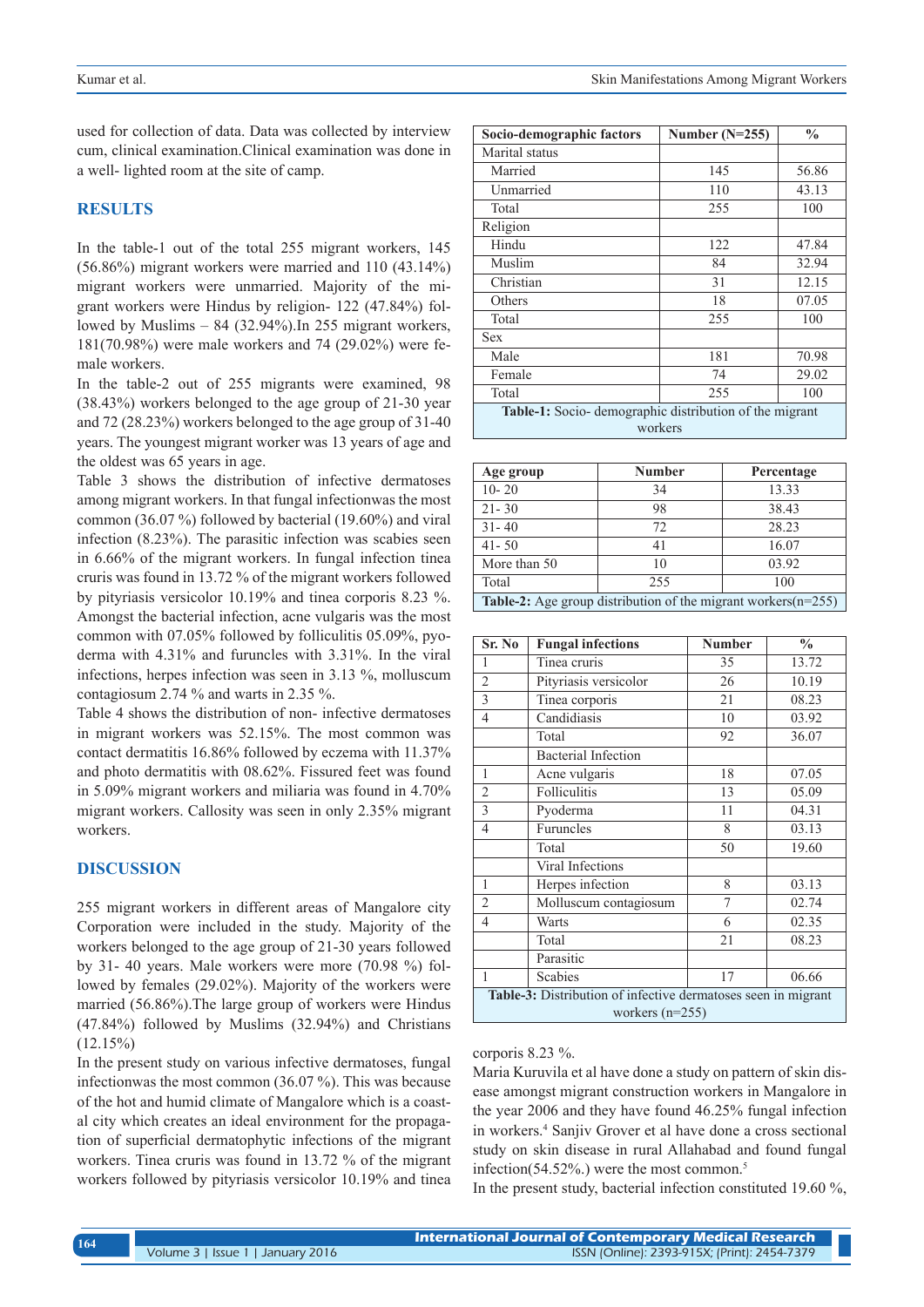used for collection of data. Data was collected by interview cum, clinical examination.Clinical examination was done in a well- lighted room at the site of camp.

## RESULTS

In the table-1 out of the total 255 migrant workers, 145 (56.86%) migrant workers were married and 110 (43.14%) migrant workers were unmarried. Majority of the migrant workers were Hindus by religion- 122 (47.84%) followed by Muslims – 84 (32.94%).In 255 migrant workers, 181(70.98%) were male workers and 74 (29.02%) were female workers.

In the table-2 out of 255 migrants were examined, 98 (38.43%) workers belonged to the age group of 21-30 year and 72 (28.23%) workers belonged to the age group of 31-40 years. The youngest migrant worker was 13 years of age and the oldest was 65 years in age.

Table 3 shows the distribution of infective dermatoses among migrant workers. In that fungal infectionwas the most common (36.07 %) followed by bacterial (19.60%) and viral infection (8.23%). The parasitic infection was scabies seen in 6.66% of the migrant workers. In fungal infection tinea cruris was found in 13.72 % of the migrant workers followed by pityriasis versicolor 10.19% and tinea corporis 8.23 %. Amongst the bacterial infection, acne vulgaris was the most common with 07.05% followed by folliculitis 05.09%, pyoderma with 4.31% and furuncles with 3.31%. In the viral infections, herpes infection was seen in 3.13 %, molluscum contagiosum 2.74 % and warts in 2.35 %.

Table 4 shows the distribution of non- infective dermatoses in migrant workers was 52.15%. The most common was contact dermatitis 16.86% followed by eczema with 11.37% and photo dermatitis with 08.62%. Fissured feet was found in 5.09% migrant workers and miliaria was found in 4.70% migrant workers. Callosity was seen in only 2.35% migrant workers.

| Socio-demographic factors | Number (N=255) | % |
|---|---|---|
| Marital status | | |
| Married | 145 | 56.86 |
| Unmarried | 110 | 43.13 |
| Total | 255 | 100 |
| Religion | | |
| Hindu | 122 | 47.84 |
| Muslim | 84 | 32.94 |
| Christian | 31 | 12.15 |
| Others | 18 | 07.05 |
| Total | 255 | 100 |
| Sex | | |
| Male | 181 | 70.98 |
| Female | 74 | 29.02 |
| Total | 255 | 100 |

**Table-1:** Socio- demographic distribution of the migrant workers

| Age group | Number | Percentage |
|---|---|---|
| 10- 20 | 34 | 13.33 |
| 21- 30 | 98 | 38.43 |
| 31- 40 | 72 | 28.23 |
| 41- 50 | 41 | 16.07 |
| More than 50 | 10 | 03.92 |
| Total | 255 | 100 |

**Table-2:** Age group distribution of the migrant workers(n=255)

| Sr. No | Fungal infections | Number | % |
|---|---|---|---|
| 1 | Tinea cruris | 35 | 13.72 |
| 2 | Pityriasis versicolor | 26 | 10.19 |
| 3 | Tinea corporis | 21 | 08.23 |
| 4 | Candidiasis | 10 | 03.92 |
| | Total | 92 | 36.07 |
| | Bacterial Infection | | |
| 1 | Acne vulgaris | 18 | 07.05 |
| 2 | Folliculitis | 13 | 05.09 |
| 3 | Pyoderma | 11 | 04.31 |
| 4 | Furuncles | 8 | 03.13 |
| | Total | 50 | 19.60 |
| | Viral Infections | | |
| 1 | Herpes infection | 8 | 03.13 |
| 2 | Molluscum contagiosum | 7 | 02.74 |
| 4 | Warts | 6 | 02.35 |
| | Total | 21 | 08.23 |
| | Parasitic | | |
| 1 | Scabies | 17 | 06.66 |

**Table-3:** Distribution of infective dermatoses seen in migrant workers (n=255)

## DISCUSSION

255 migrant workers in different areas of Mangalore city Corporation were included in the study. Majority of the workers belonged to the age group of 21-30 years followed by 31- 40 years. Male workers were more (70.98 %) followed by females (29.02%). Majority of the workers were married (56.86%).The large group of workers were Hindus (47.84%) followed by Muslims (32.94%) and Christians (12.15%)

In the present study on various infective dermatoses, fungal infectionwas the most common (36.07 %). This was because of the hot and humid climate of Mangalore which is a coastal city which creates an ideal environment for the propagation of superficial dermatophytic infections of the migrant workers. Tinea cruris was found in 13.72 % of the migrant workers followed by pityriasis versicolor 10.19% and tinea corporis 8.23 %.

Maria Kuruvila et al have done a study on pattern of skin disease amongst migrant construction workers in Mangalore in the year 2006 and they have found 46.25% fungal infection in workers.[4] Sanjiv Grover et al have done a cross sectional study on skin disease in rural Allahabad and found fungal infection(54.52%.) were the most common.[5]

In the present study, bacterial infection constituted 19.60 %,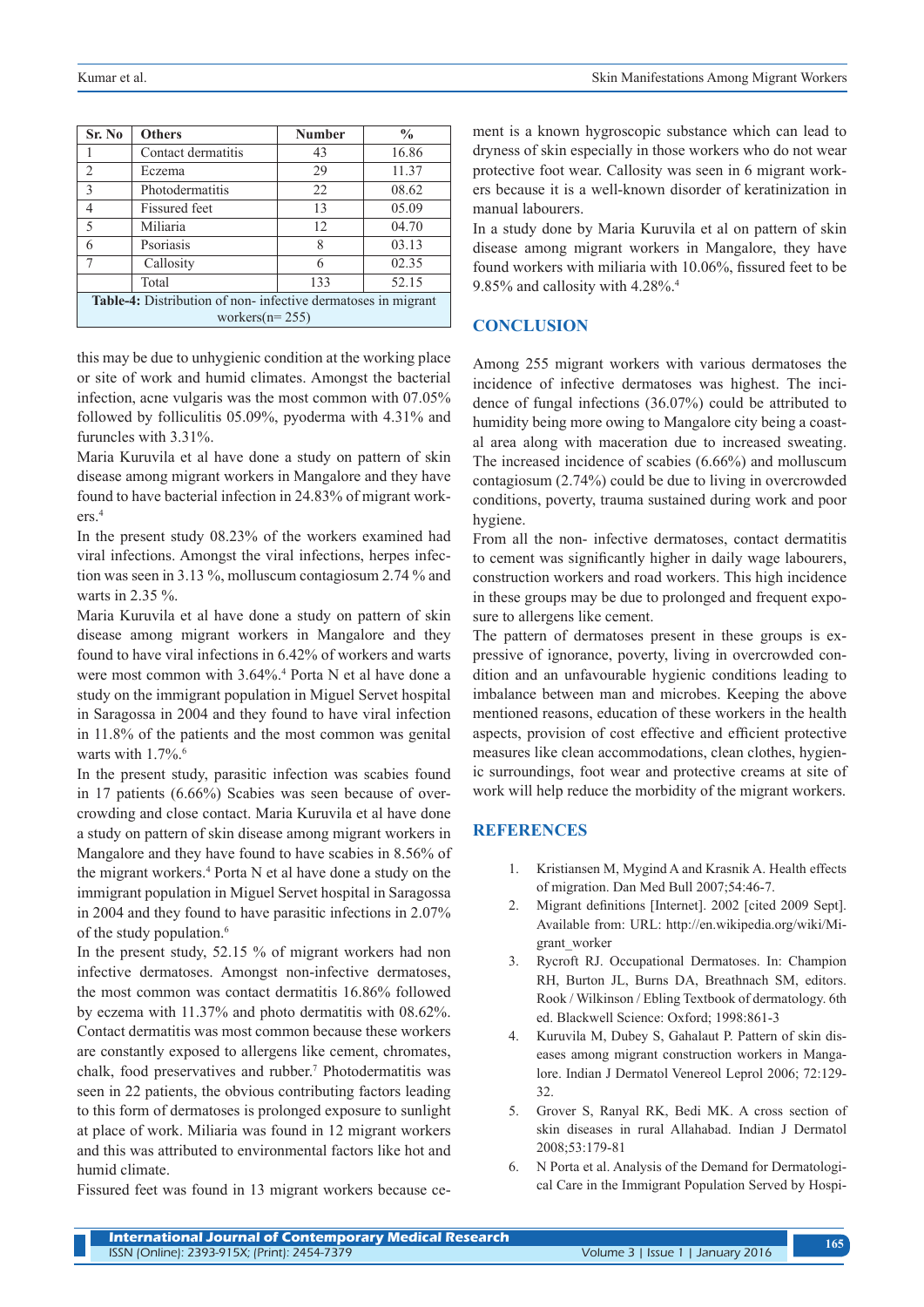| Sr. No | Others | Number | % |
|---|---|---|---|
| 1 | Contact dermatitis | 43 | 16.86 |
| 2 | Eczema | 29 | 11.37 |
| 3 | Photodermatitis | 22 | 08.62 |
| 4 | Fissured feet | 13 | 05.09 |
| 5 | Miliaria | 12 | 04.70 |
| 6 | Psoriasis | 8 | 03.13 |
| 7 | Callosity | 6 | 02.35 |
| | Total | 133 | 52.15 |

**Table-4:** Distribution of non- infective dermatoses in migrant workers(n= 255)

this may be due to unhygienic condition at the working place or site of work and humid climates. Amongst the bacterial infection, acne vulgaris was the most common with 07.05% followed by folliculitis 05.09%, pyoderma with 4.31% and furuncles with 3.31%.

Maria Kuruvila et al have done a study on pattern of skin disease among migrant workers in Mangalore and they have found to have bacterial infection in 24.83% of migrant workers.[4]

In the present study 08.23% of the workers examined had viral infections. Amongst the viral infections, herpes infection was seen in 3.13 %, molluscum contagiosum 2.74 % and warts in 2.35 %.

Maria Kuruvila et al have done a study on pattern of skin disease among migrant workers in Mangalore and they found to have viral infections in 6.42% of workers and warts were most common with 3.64%.[4] Porta N et al have done a study on the immigrant population in Miguel Servet hospital in Saragossa in 2004 and they found to have viral infection in 11.8% of the patients and the most common was genital warts with 1.7%.[6]

In the present study, parasitic infection was scabies found in 17 patients (6.66%) Scabies was seen because of overcrowding and close contact. Maria Kuruvila et al have done a study on pattern of skin disease among migrant workers in Mangalore and they have found to have scabies in 8.56% of the migrant workers.[4] Porta N et al have done a study on the immigrant population in Miguel Servet hospital in Saragossa in 2004 and they found to have parasitic infections in 2.07% of the study population.[6]

In the present study, 52.15 % of migrant workers had non infective dermatoses. Amongst non-infective dermatoses, the most common was contact dermatitis 16.86% followed by eczema with 11.37% and photo dermatitis with 08.62%. Contact dermatitis was most common because these workers are constantly exposed to allergens like cement, chromates, chalk, food preservatives and rubber.[7] Photodermatitis was seen in 22 patients, the obvious contributing factors leading to this form of dermatoses is prolonged exposure to sunlight at place of work. Miliaria was found in 12 migrant workers and this was attributed to environmental factors like hot and humid climate.

Fissured feet was found in 13 migrant workers because cement is a known hygroscopic substance which can lead to dryness of skin especially in those workers who do not wear protective foot wear. Callosity was seen in 6 migrant workers because it is a well-known disorder of keratinization in manual labourers.

In a study done by Maria Kuruvila et al on pattern of skin disease among migrant workers in Mangalore, they have found workers with miliaria with 10.06%, fissured feet to be 9.85% and callosity with 4.28%.[4]

## CONCLUSION

Among 255 migrant workers with various dermatoses the incidence of infective dermatoses was highest. The incidence of fungal infections (36.07%) could be attributed to humidity being more owing to Mangalore city being a coastal area along with maceration due to increased sweating. The increased incidence of scabies (6.66%) and molluscum contagiosum (2.74%) could be due to living in overcrowded conditions, poverty, trauma sustained during work and poor hygiene.

From all the non- infective dermatoses, contact dermatitis to cement was significantly higher in daily wage labourers, construction workers and road workers. This high incidence in these groups may be due to prolonged and frequent exposure to allergens like cement.

The pattern of dermatoses present in these groups is expressive of ignorance, poverty, living in overcrowded condition and an unfavourable hygienic conditions leading to imbalance between man and microbes. Keeping the above mentioned reasons, education of these workers in the health aspects, provision of cost effective and efficient protective measures like clean accommodations, clean clothes, hygienic surroundings, foot wear and protective creams at site of work will help reduce the morbidity of the migrant workers.

## REFERENCES

1. Kristiansen M, Mygind A and Krasnik A. Health effects of migration. Dan Med Bull 2007;54:46-7.
2. Migrant definitions [Internet]. 2002 [cited 2009 Sept]. Available from: URL: http://en.wikipedia.org/wiki/Migrant_worker
3. Rycroft RJ. Occupational Dermatoses. In: Champion RH, Burton JL, Burns DA, Breathnach SM, editors. Rook / Wilkinson / Ebling Textbook of dermatology. 6th ed. Blackwell Science: Oxford; 1998:861-3
4. Kuruvila M, Dubey S, Gahalaut P. Pattern of skin diseases among migrant construction workers in Mangalore. Indian J Dermatol Venereol Leprol 2006; 72:129-32.
5. Grover S, Ranyal RK, Bedi MK. A cross section of skin diseases in rural Allahabad. Indian J Dermatol 2008;53:179-81
6. N Porta et al. Analysis of the Demand for Dermatological Care in the Immigrant Population Served by Hospi-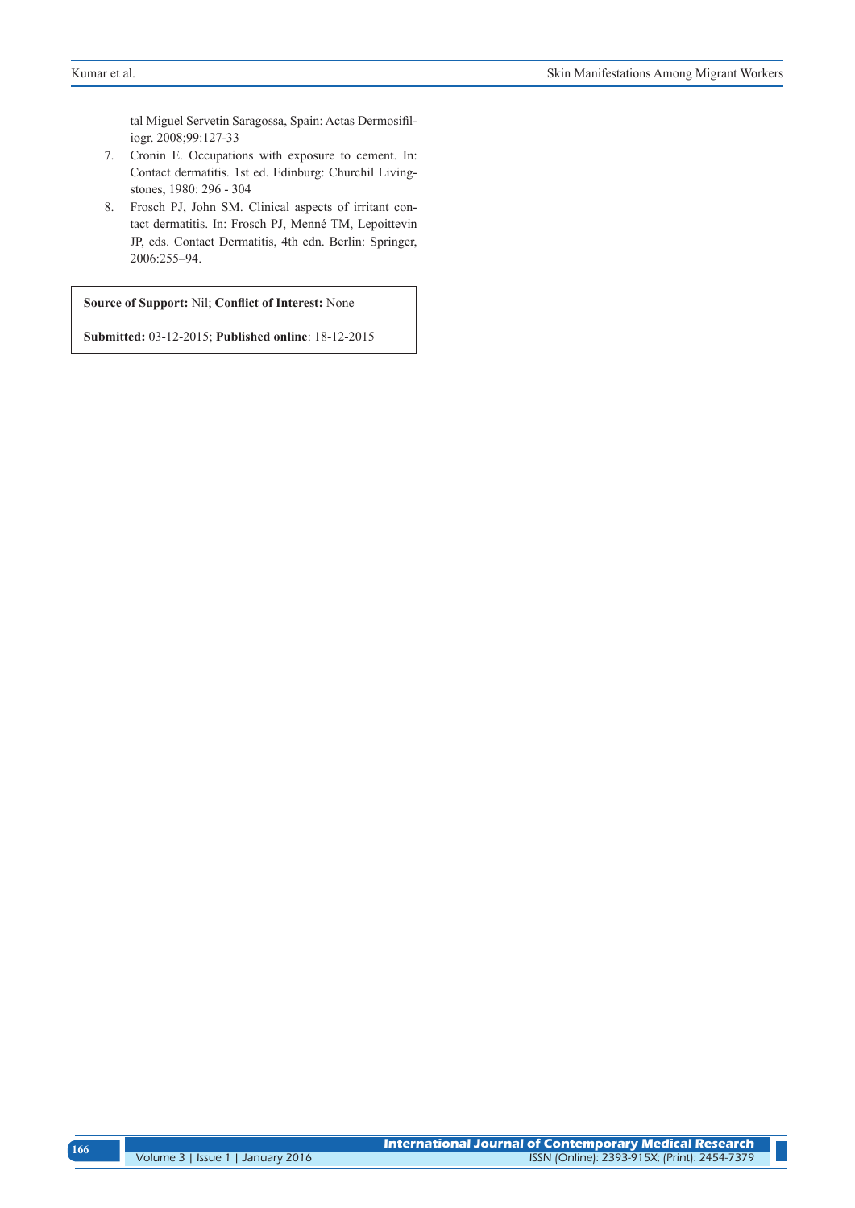tal Miguel Servetin Saragossa, Spain: Actas Dermosifiliogr. 2008;99:127-33

7. Cronin E. Occupations with exposure to cement. In: Contact dermatitis. 1st ed. Edinburg: Churchil Livingstones, 1980: 296 - 304
8. Frosch PJ, John SM. Clinical aspects of irritant contact dermatitis. In: Frosch PJ, Menné TM, Lepoittevin JP, eds. Contact Dermatitis, 4th edn. Berlin: Springer, 2006:255–94.

**Source of Support:** Nil; **Conflict of Interest:** None

**Submitted:** 03-12-2015; **Published online**: 18-12-2015